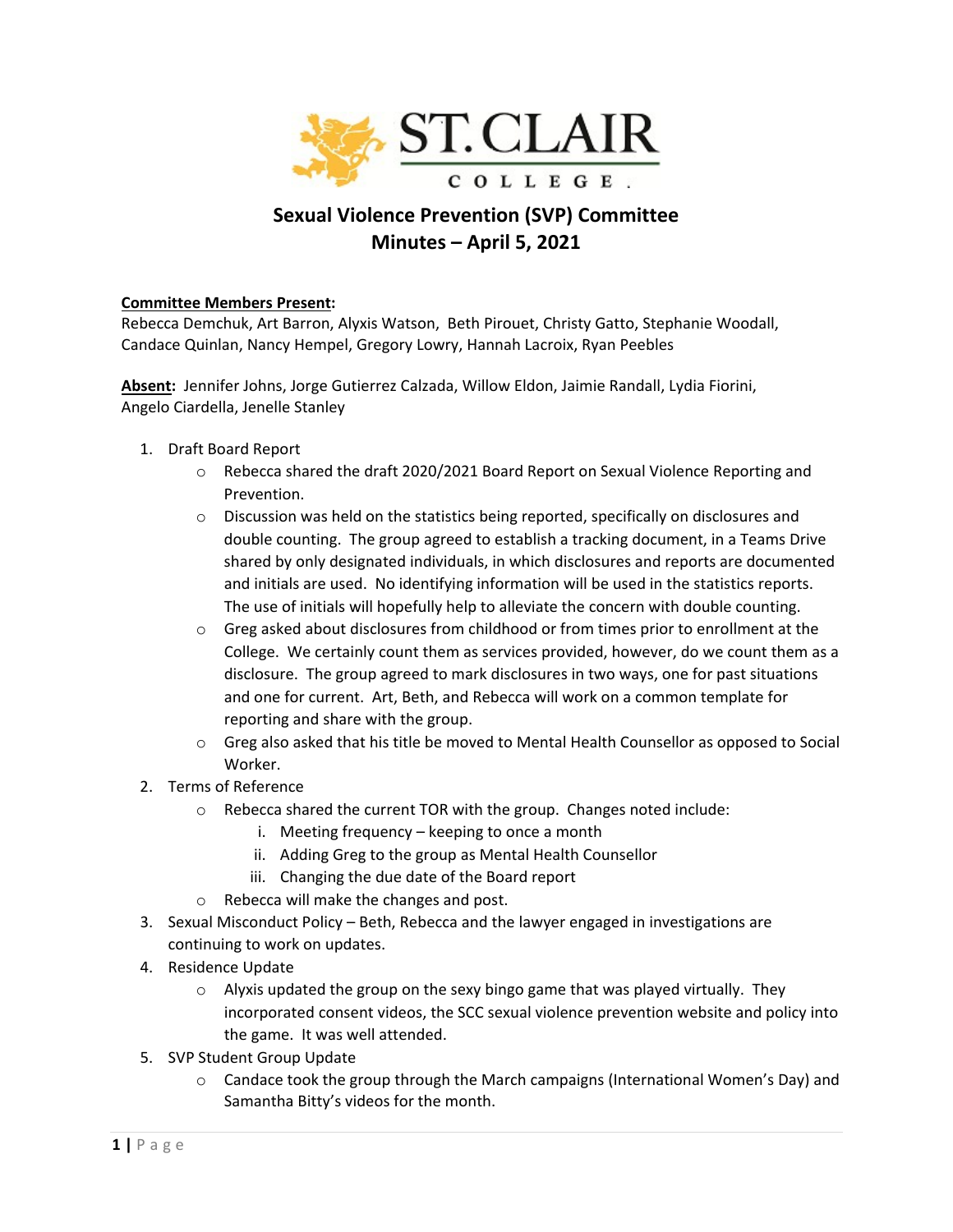ST. CLAIR COLLEGE

# Sexual Violence Prevention (SVP) Committee
## Minutes – April 5, 2021

**Committee Members Present:**
Rebecca Demchuk, Art Barron, Alyxis Watson, Beth Pirouet, Christy Gatto, Stephanie Woodall, Candace Quinlan, Nancy Hempel, Gregory Lowry, Hannah Lacroix, Ryan Peebles

**Absent:** Jennifer Johns, Jorge Gutierrez Calzada, Willow Eldon, Jaimie Randall, Lydia Fiorini, Angelo Ciardella, Jenelle Stanley

1. Draft Board Report
   - Rebecca shared the draft 2020/2021 Board Report on Sexual Violence Reporting and Prevention.
   - Discussion was held on the statistics being reported, specifically on disclosures and double counting. The group agreed to establish a tracking document, in a Teams Drive shared by only designated individuals, in which disclosures and reports are documented and initials are used. No identifying information will be used in the statistics reports. The use of initials will hopefully help to alleviate the concern with double counting.
   - Greg asked about disclosures from childhood or from times prior to enrollment at the College. We certainly count them as services provided, however, do we count them as a disclosure. The group agreed to mark disclosures in two ways, one for past situations and one for current. Art, Beth, and Rebecca will work on a common template for reporting and share with the group.
   - Greg also asked that his title be moved to Mental Health Counsellor as opposed to Social Worker.
2. Terms of Reference
   - Rebecca shared the current TOR with the group. Changes noted include:
     i. Meeting frequency – keeping to once a month
     ii. Adding Greg to the group as Mental Health Counsellor
     iii. Changing the due date of the Board report
   - Rebecca will make the changes and post.
3. Sexual Misconduct Policy – Beth, Rebecca and the lawyer engaged in investigations are continuing to work on updates.
4. Residence Update
   - Alyxis updated the group on the sexy bingo game that was played virtually. They incorporated consent videos, the SCC sexual violence prevention website and policy into the game. It was well attended.
5. SVP Student Group Update
   - Candace took the group through the March campaigns (International Women's Day) and Samantha Bitty's videos for the month.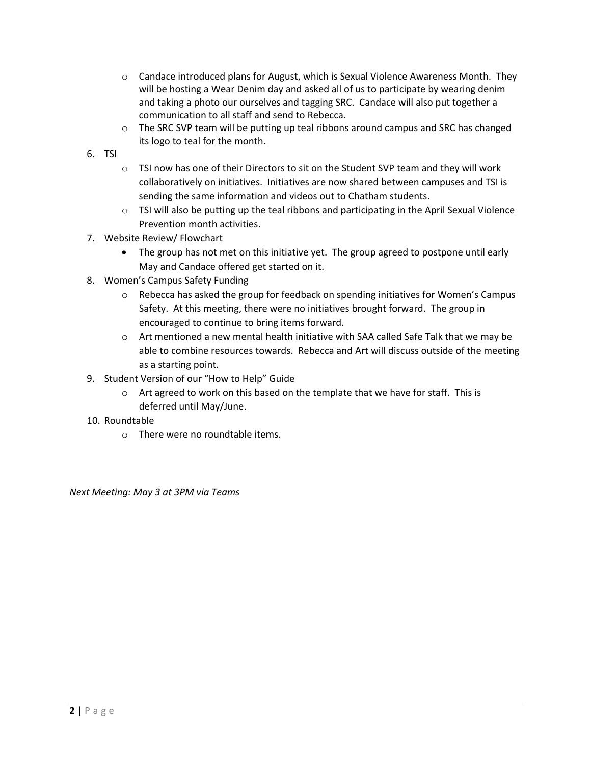- Candace introduced plans for August, which is Sexual Violence Awareness Month. They will be hosting a Wear Denim day and asked all of us to participate by wearing denim and taking a photo our ourselves and tagging SRC. Candace will also put together a communication to all staff and send to Rebecca.
- The SRC SVP team will be putting up teal ribbons around campus and SRC has changed its logo to teal for the month.

6. TSI
   - TSI now has one of their Directors to sit on the Student SVP team and they will work collaboratively on initiatives. Initiatives are now shared between campuses and TSI is sending the same information and videos out to Chatham students.
   - TSI will also be putting up the teal ribbons and participating in the April Sexual Violence Prevention month activities.
7. Website Review/ Flowchart
   - The group has not met on this initiative yet. The group agreed to postpone until early May and Candace offered get started on it.
8. Women's Campus Safety Funding
   - Rebecca has asked the group for feedback on spending initiatives for Women's Campus Safety. At this meeting, there were no initiatives brought forward. The group in encouraged to continue to bring items forward.
   - Art mentioned a new mental health initiative with SAA called Safe Talk that we may be able to combine resources towards. Rebecca and Art will discuss outside of the meeting as a starting point.
9. Student Version of our "How to Help" Guide
   - Art agreed to work on this based on the template that we have for staff. This is deferred until May/June.
10. Roundtable
    - There were no roundtable items.

*Next Meeting: May 3 at 3PM via Teams*